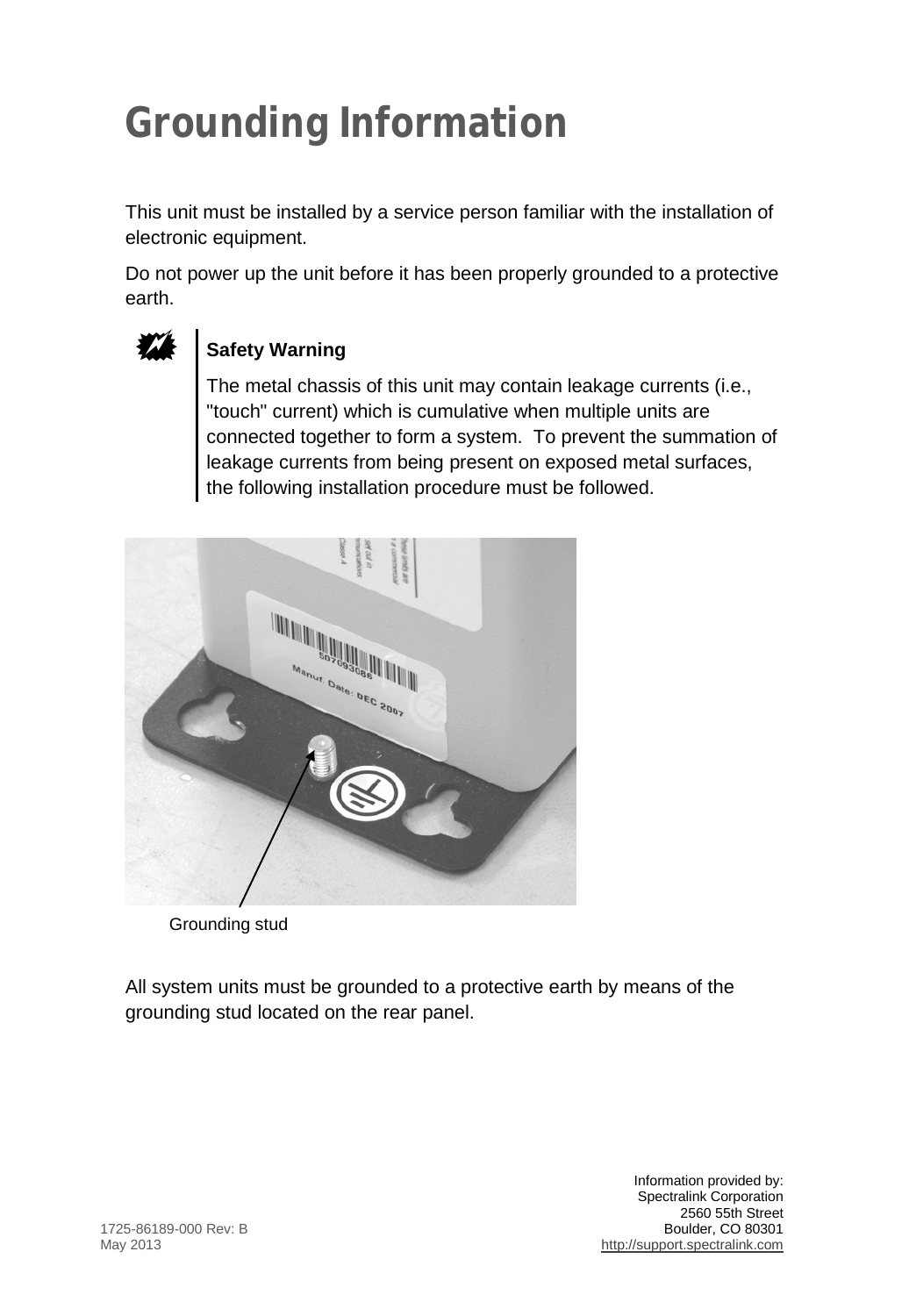# Grounding Information

This unit must be installed by a service person familiar with the installation of electronic equipment.

Do not power up the unit before it has been properly grounded to a protective earth.

**Safety Warning**

The metal chassis of this unit may contain leakage currents (i.e., "touch" current) which is cumulative when multiple units are connected together to form a system. To prevent the summation of leakage currents from being present on exposed metal surfaces, the following installation procedure must be followed.

Grounding stud

All system units must be grounded to a protective earth by means of the grounding stud located on the rear panel.

1725-86189-000 Rev: B
May 2013

Information provided by:
Spectralink Corporation
2560 55th Street
Boulder, CO 80301
http://support.spectralink.com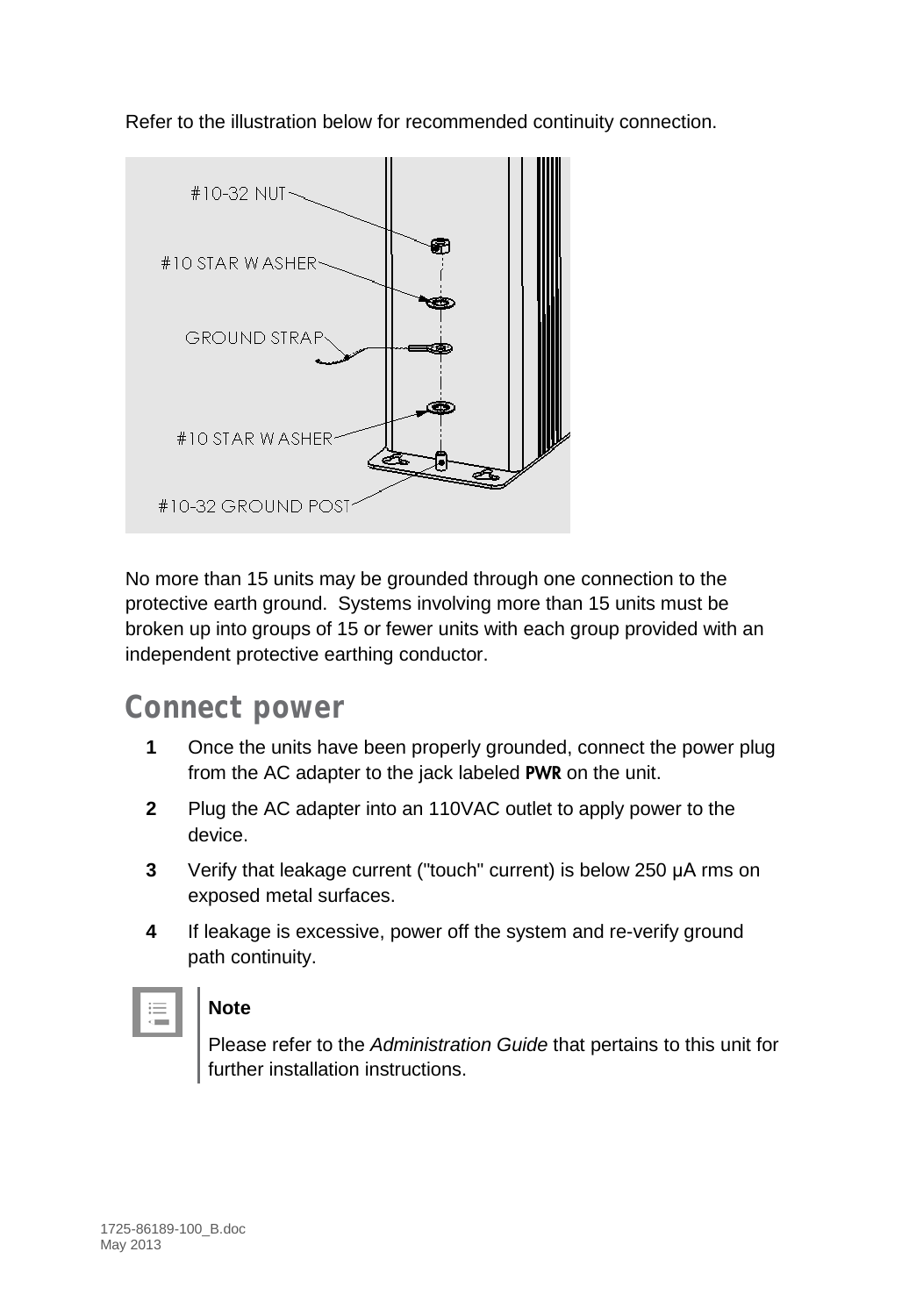Refer to the illustration below for recommended continuity connection.

#10-32 NUT

#10 STAR WASHER

GROUND STRAP

#10 STAR WASHER

#10-32 GROUND POST

No more than 15 units may be grounded through one connection to the protective earth ground. Systems involving more than 15 units must be broken up into groups of 15 or fewer units with each group provided with an independent protective earthing conductor.

## Connect power

1. Once the units have been properly grounded, connect the power plug from the AC adapter to the jack labeled **PWR** on the unit.
2. Plug the AC adapter into an 110VAC outlet to apply power to the device.
3. Verify that leakage current ("touch" current) is below 250 µA rms on exposed metal surfaces.
4. If leakage is excessive, power off the system and re-verify ground path continuity.

**Note**

Please refer to the *Administration Guide* that pertains to this unit for further installation instructions.

1725-86189-100_B.doc
May 2013